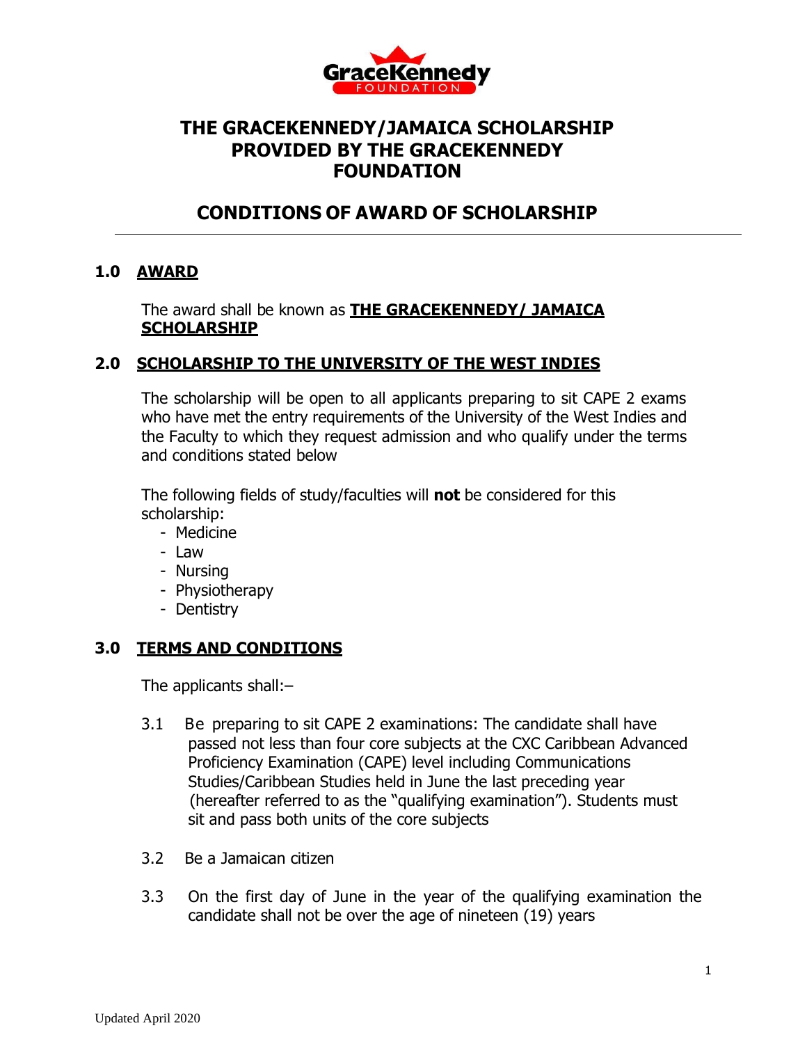# THE GRACEKENNEDY/JAMAICA SCHOLARSHIP PROVIDED BY THE GRACEKENNEDY FOUNDATION

## CONDITIONS OF AWARD OF SCHOLARSHIP

---

### 1.0 AWARD

The award shall be known as **THE GRACEKENNEDY/ JAMAICA SCHOLARSHIP**

### 2.0 SCHOLARSHIP TO THE UNIVERSITY OF THE WEST INDIES

The scholarship will be open to all applicants preparing to sit CAPE 2 exams who have met the entry requirements of the University of the West Indies and the Faculty to which they request admission and who qualify under the terms and conditions stated below

The following fields of study/faculties will **not** be considered for this scholarship:

- Medicine
- Law
- Nursing
- Physiotherapy
- Dentistry

### 3.0 TERMS AND CONDITIONS

The applicants shall:–

3.1 Be preparing to sit CAPE 2 examinations: The candidate shall have passed not less than four core subjects at the CXC Caribbean Advanced Proficiency Examination (CAPE) level including Communications Studies/Caribbean Studies held in June the last preceding year (hereafter referred to as the "qualifying examination"). Students must sit and pass both units of the core subjects

3.2 Be a Jamaican citizen

3.3 On the first day of June in the year of the qualifying examination the candidate shall not be over the age of nineteen (19) years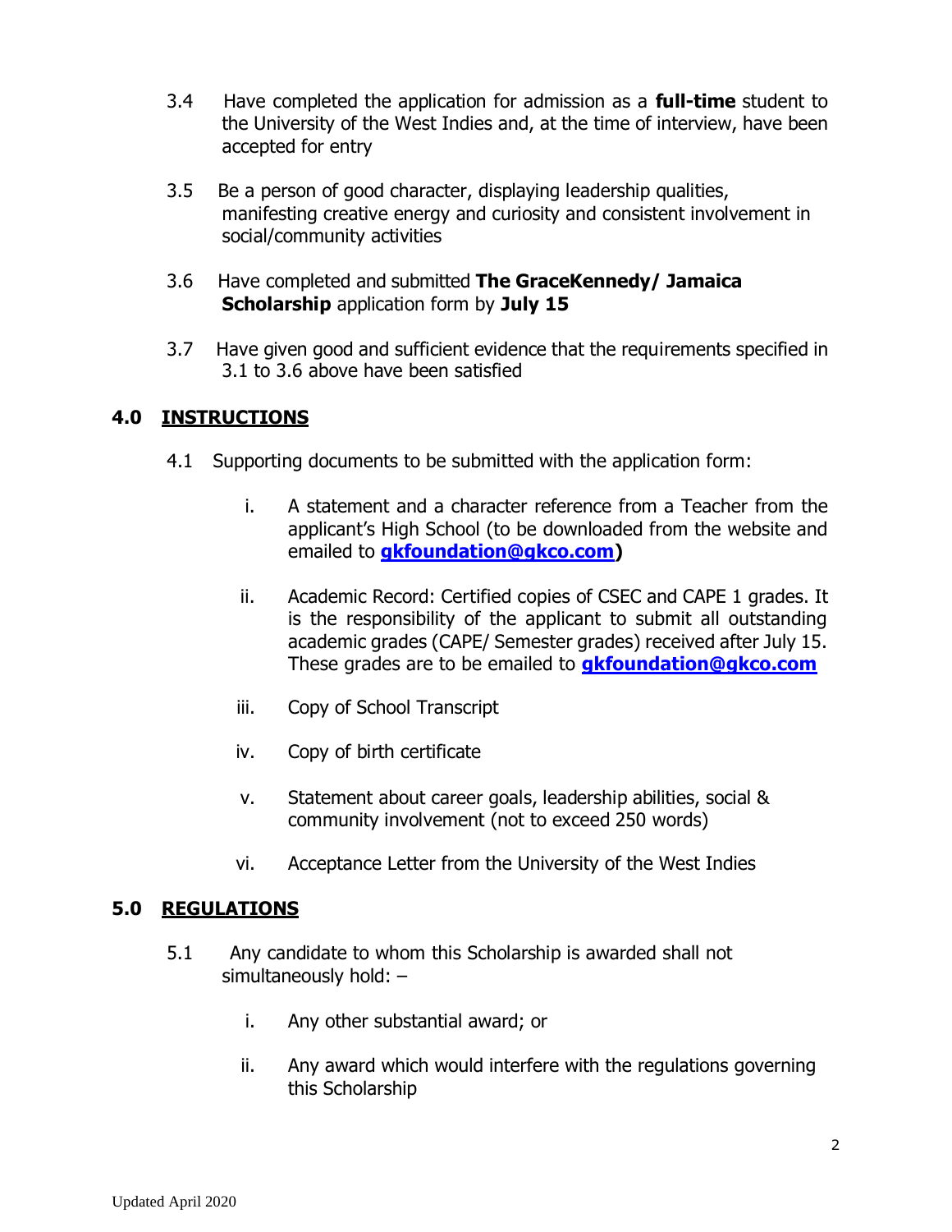3.4 Have completed the application for admission as a **full-time** student to the University of the West Indies and, at the time of interview, have been accepted for entry

3.5 Be a person of good character, displaying leadership qualities, manifesting creative energy and curiosity and consistent involvement in social/community activities

3.6 Have completed and submitted **The GraceKennedy/ Jamaica Scholarship** application form by **July 15**

3.7 Have given good and sufficient evidence that the requirements specified in 3.1 to 3.6 above have been satisfied

## 4.0 INSTRUCTIONS

4.1 Supporting documents to be submitted with the application form:

i. A statement and a character reference from a Teacher from the applicant's High School (to be downloaded from the website and emailed to **gkfoundation@gkco.com**)

ii. Academic Record: Certified copies of CSEC and CAPE 1 grades. It is the responsibility of the applicant to submit all outstanding academic grades (CAPE/ Semester grades) received after July 15. These grades are to be emailed to **gkfoundation@gkco.com**

iii. Copy of School Transcript

iv. Copy of birth certificate

v. Statement about career goals, leadership abilities, social & community involvement (not to exceed 250 words)

vi. Acceptance Letter from the University of the West Indies

## 5.0 REGULATIONS

5.1 Any candidate to whom this Scholarship is awarded shall not simultaneously hold: –

i. Any other substantial award; or

ii. Any award which would interfere with the regulations governing this Scholarship

Updated April 2020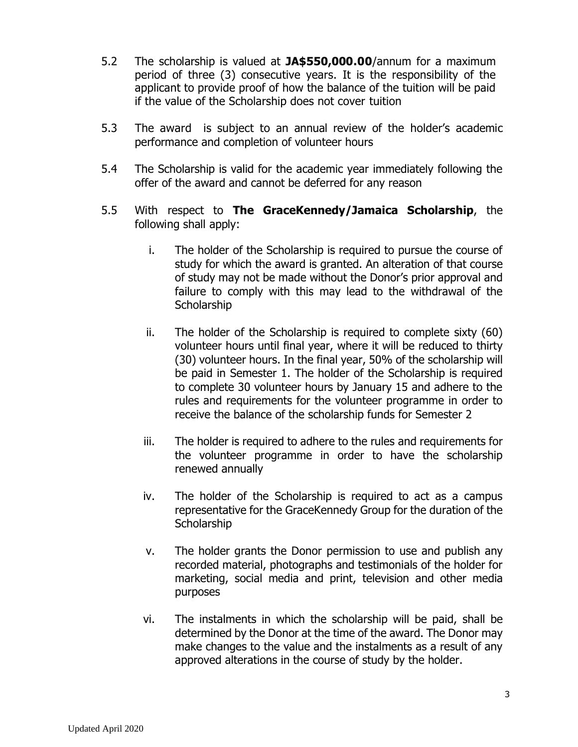5.2 The scholarship is valued at **JA$550,000.00**/annum for a maximum period of three (3) consecutive years. It is the responsibility of the applicant to provide proof of how the balance of the tuition will be paid if the value of the Scholarship does not cover tuition

5.3 The award is subject to an annual review of the holder's academic performance and completion of volunteer hours

5.4 The Scholarship is valid for the academic year immediately following the offer of the award and cannot be deferred for any reason

5.5 With respect to **The GraceKennedy/Jamaica Scholarship**, the following shall apply:

i. The holder of the Scholarship is required to pursue the course of study for which the award is granted. An alteration of that course of study may not be made without the Donor's prior approval and failure to comply with this may lead to the withdrawal of the Scholarship

ii. The holder of the Scholarship is required to complete sixty (60) volunteer hours until final year, where it will be reduced to thirty (30) volunteer hours. In the final year, 50% of the scholarship will be paid in Semester 1. The holder of the Scholarship is required to complete 30 volunteer hours by January 15 and adhere to the rules and requirements for the volunteer programme in order to receive the balance of the scholarship funds for Semester 2

iii. The holder is required to adhere to the rules and requirements for the volunteer programme in order to have the scholarship renewed annually

iv. The holder of the Scholarship is required to act as a campus representative for the GraceKennedy Group for the duration of the Scholarship

v. The holder grants the Donor permission to use and publish any recorded material, photographs and testimonials of the holder for marketing, social media and print, television and other media purposes

vi. The instalments in which the scholarship will be paid, shall be determined by the Donor at the time of the award. The Donor may make changes to the value and the instalments as a result of any approved alterations in the course of study by the holder.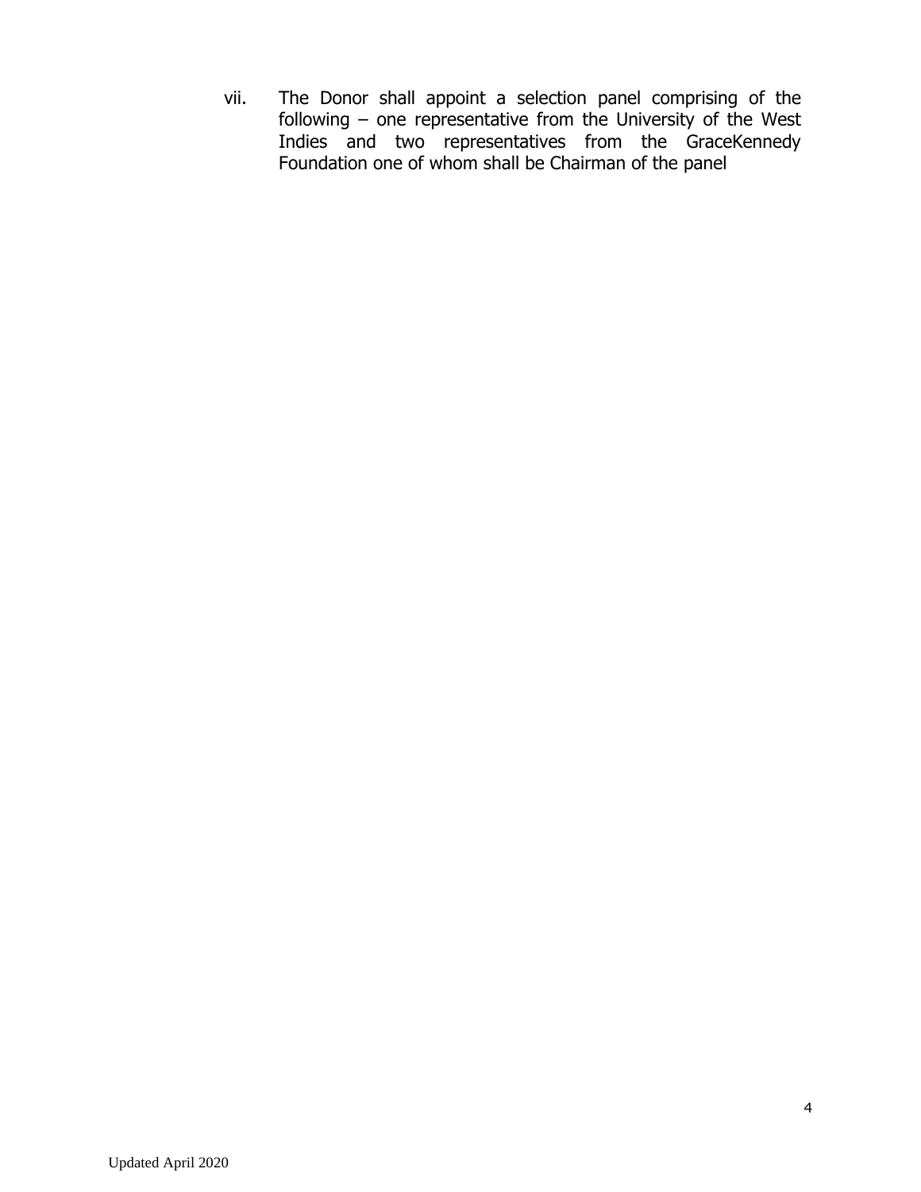vii. The Donor shall appoint a selection panel comprising of the following – one representative from the University of the West Indies and two representatives from the GraceKennedy Foundation one of whom shall be Chairman of the panel

Updated April 2020